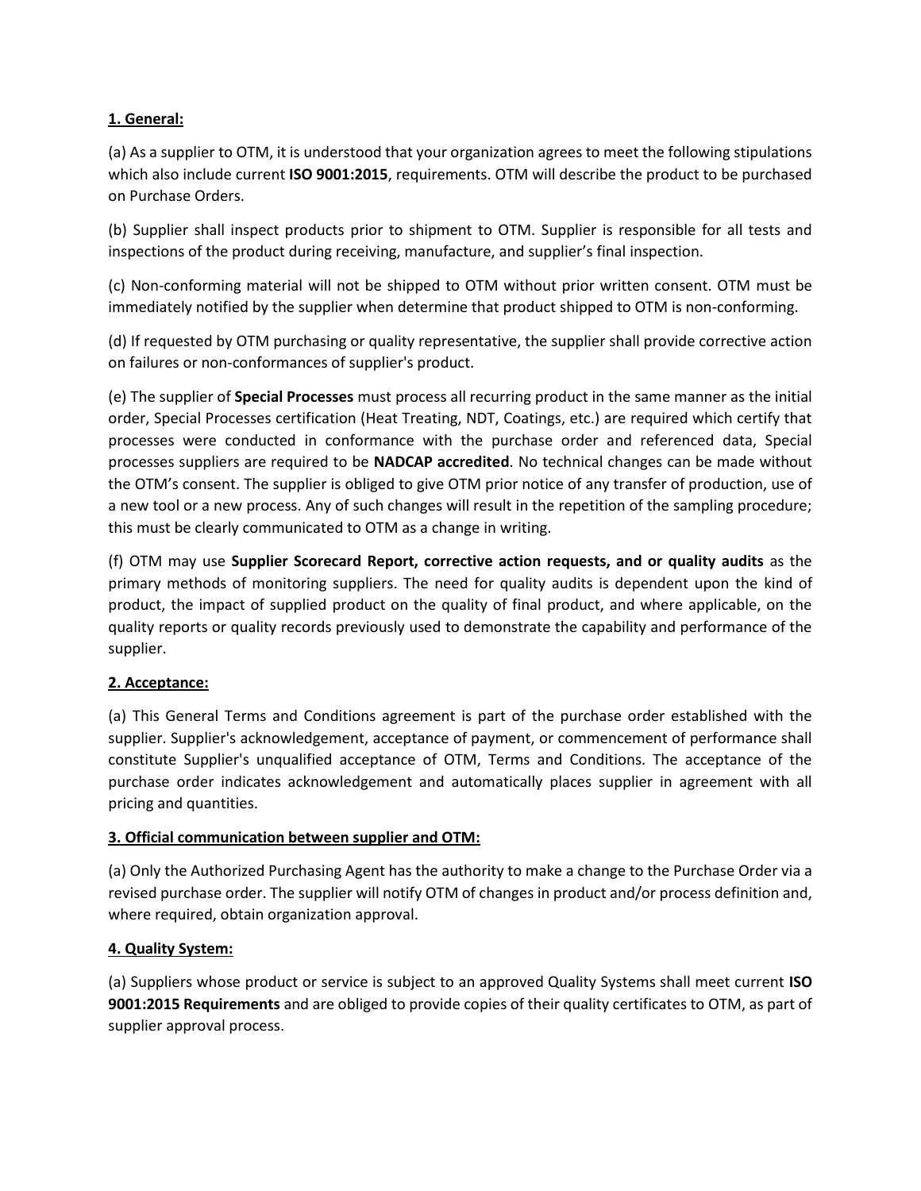## 1. General:

(a) As a supplier to OTM, it is understood that your organization agrees to meet the following stipulations which also include current **ISO 9001:2015**, requirements. OTM will describe the product to be purchased on Purchase Orders.

(b) Supplier shall inspect products prior to shipment to OTM. Supplier is responsible for all tests and inspections of the product during receiving, manufacture, and supplier's final inspection.

(c) Non-conforming material will not be shipped to OTM without prior written consent. OTM must be immediately notified by the supplier when determine that product shipped to OTM is non-conforming.

(d) If requested by OTM purchasing or quality representative, the supplier shall provide corrective action on failures or non-conformances of supplier's product.

(e) The supplier of **Special Processes** must process all recurring product in the same manner as the initial order, Special Processes certification (Heat Treating, NDT, Coatings, etc.) are required which certify that processes were conducted in conformance with the purchase order and referenced data, Special processes suppliers are required to be **NADCAP accredited**. No technical changes can be made without the OTM's consent. The supplier is obliged to give OTM prior notice of any transfer of production, use of a new tool or a new process. Any of such changes will result in the repetition of the sampling procedure; this must be clearly communicated to OTM as a change in writing.

(f) OTM may use **Supplier Scorecard Report, corrective action requests, and or quality audits** as the primary methods of monitoring suppliers. The need for quality audits is dependent upon the kind of product, the impact of supplied product on the quality of final product, and where applicable, on the quality reports or quality records previously used to demonstrate the capability and performance of the supplier.

## 2. Acceptance:

(a) This General Terms and Conditions agreement is part of the purchase order established with the supplier. Supplier's acknowledgement, acceptance of payment, or commencement of performance shall constitute Supplier's unqualified acceptance of OTM, Terms and Conditions. The acceptance of the purchase order indicates acknowledgement and automatically places supplier in agreement with all pricing and quantities.

## 3. Official communication between supplier and OTM:

(a) Only the Authorized Purchasing Agent has the authority to make a change to the Purchase Order via a revised purchase order. The supplier will notify OTM of changes in product and/or process definition and, where required, obtain organization approval.

## 4. Quality System:

(a) Suppliers whose product or service is subject to an approved Quality Systems shall meet current **ISO 9001:2015 Requirements** and are obliged to provide copies of their quality certificates to OTM, as part of supplier approval process.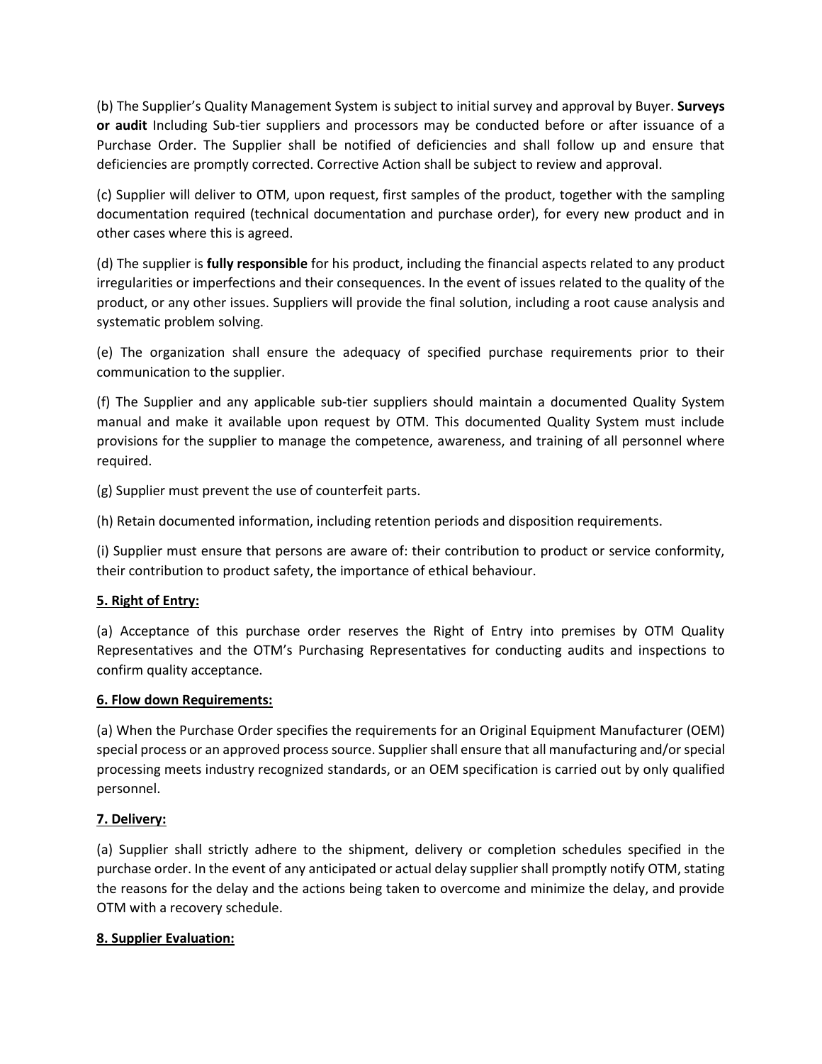(b) The Supplier's Quality Management System is subject to initial survey and approval by Buyer. **Surveys or audit** Including Sub-tier suppliers and processors may be conducted before or after issuance of a Purchase Order. The Supplier shall be notified of deficiencies and shall follow up and ensure that deficiencies are promptly corrected. Corrective Action shall be subject to review and approval.

(c) Supplier will deliver to OTM, upon request, first samples of the product, together with the sampling documentation required (technical documentation and purchase order), for every new product and in other cases where this is agreed.

(d) The supplier is **fully responsible** for his product, including the financial aspects related to any product irregularities or imperfections and their consequences. In the event of issues related to the quality of the product, or any other issues. Suppliers will provide the final solution, including a root cause analysis and systematic problem solving.

(e) The organization shall ensure the adequacy of specified purchase requirements prior to their communication to the supplier.

(f) The Supplier and any applicable sub-tier suppliers should maintain a documented Quality System manual and make it available upon request by OTM. This documented Quality System must include provisions for the supplier to manage the competence, awareness, and training of all personnel where required.

(g) Supplier must prevent the use of counterfeit parts.

(h) Retain documented information, including retention periods and disposition requirements.

(i) Supplier must ensure that persons are aware of: their contribution to product or service conformity, their contribution to product safety, the importance of ethical behaviour.

**5. Right of Entry:**

(a) Acceptance of this purchase order reserves the Right of Entry into premises by OTM Quality Representatives and the OTM's Purchasing Representatives for conducting audits and inspections to confirm quality acceptance.

**6. Flow down Requirements:**

(a) When the Purchase Order specifies the requirements for an Original Equipment Manufacturer (OEM) special process or an approved process source. Supplier shall ensure that all manufacturing and/or special processing meets industry recognized standards, or an OEM specification is carried out by only qualified personnel.

**7. Delivery:**

(a) Supplier shall strictly adhere to the shipment, delivery or completion schedules specified in the purchase order. In the event of any anticipated or actual delay supplier shall promptly notify OTM, stating the reasons for the delay and the actions being taken to overcome and minimize the delay, and provide OTM with a recovery schedule.

**8. Supplier Evaluation:**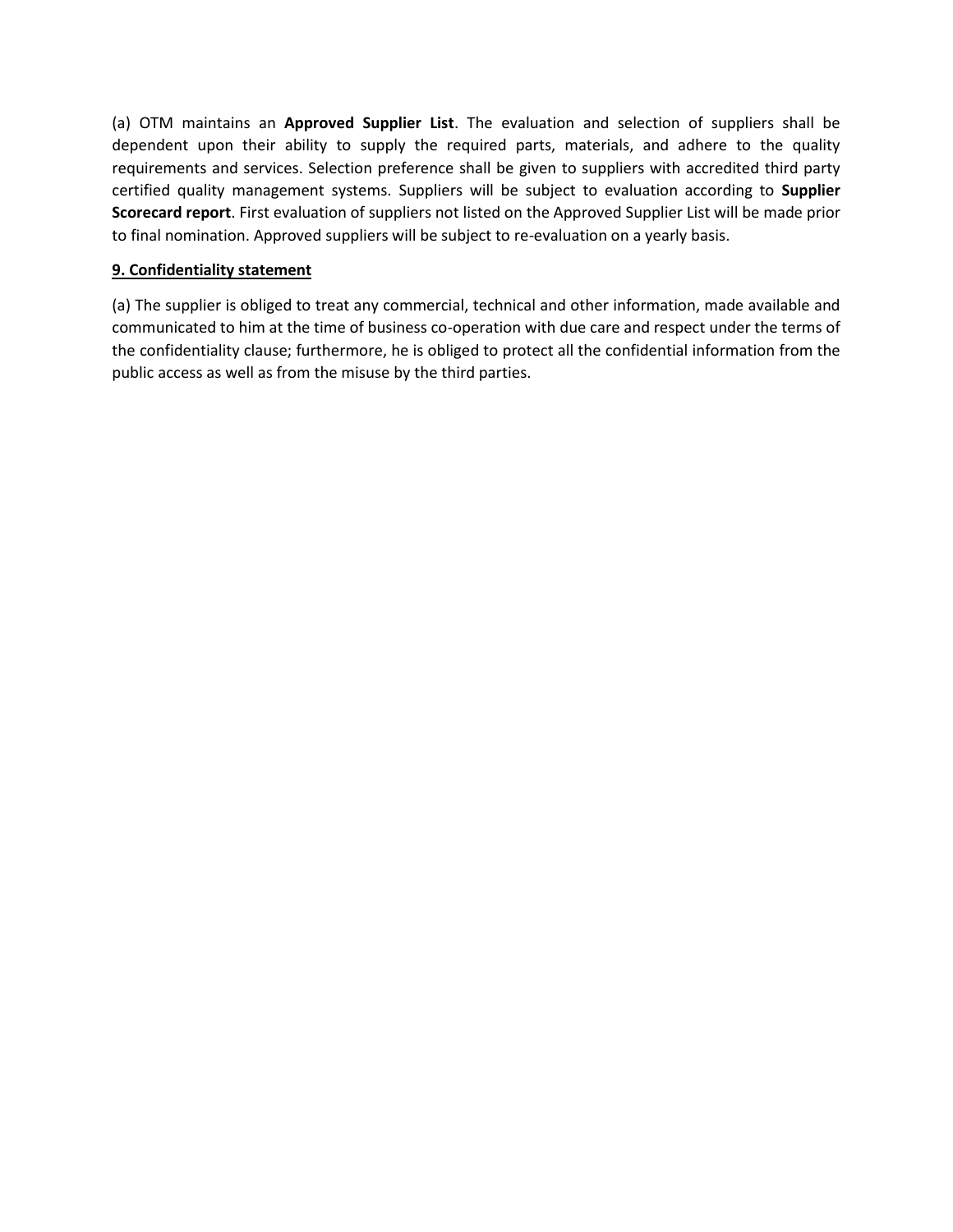(a) OTM maintains an **Approved Supplier List**. The evaluation and selection of suppliers shall be dependent upon their ability to supply the required parts, materials, and adhere to the quality requirements and services. Selection preference shall be given to suppliers with accredited third party certified quality management systems. Suppliers will be subject to evaluation according to **Supplier Scorecard report**. First evaluation of suppliers not listed on the Approved Supplier List will be made prior to final nomination. Approved suppliers will be subject to re-evaluation on a yearly basis.

## 9. Confidentiality statement

(a) The supplier is obliged to treat any commercial, technical and other information, made available and communicated to him at the time of business co-operation with due care and respect under the terms of the confidentiality clause; furthermore, he is obliged to protect all the confidential information from the public access as well as from the misuse by the third parties.